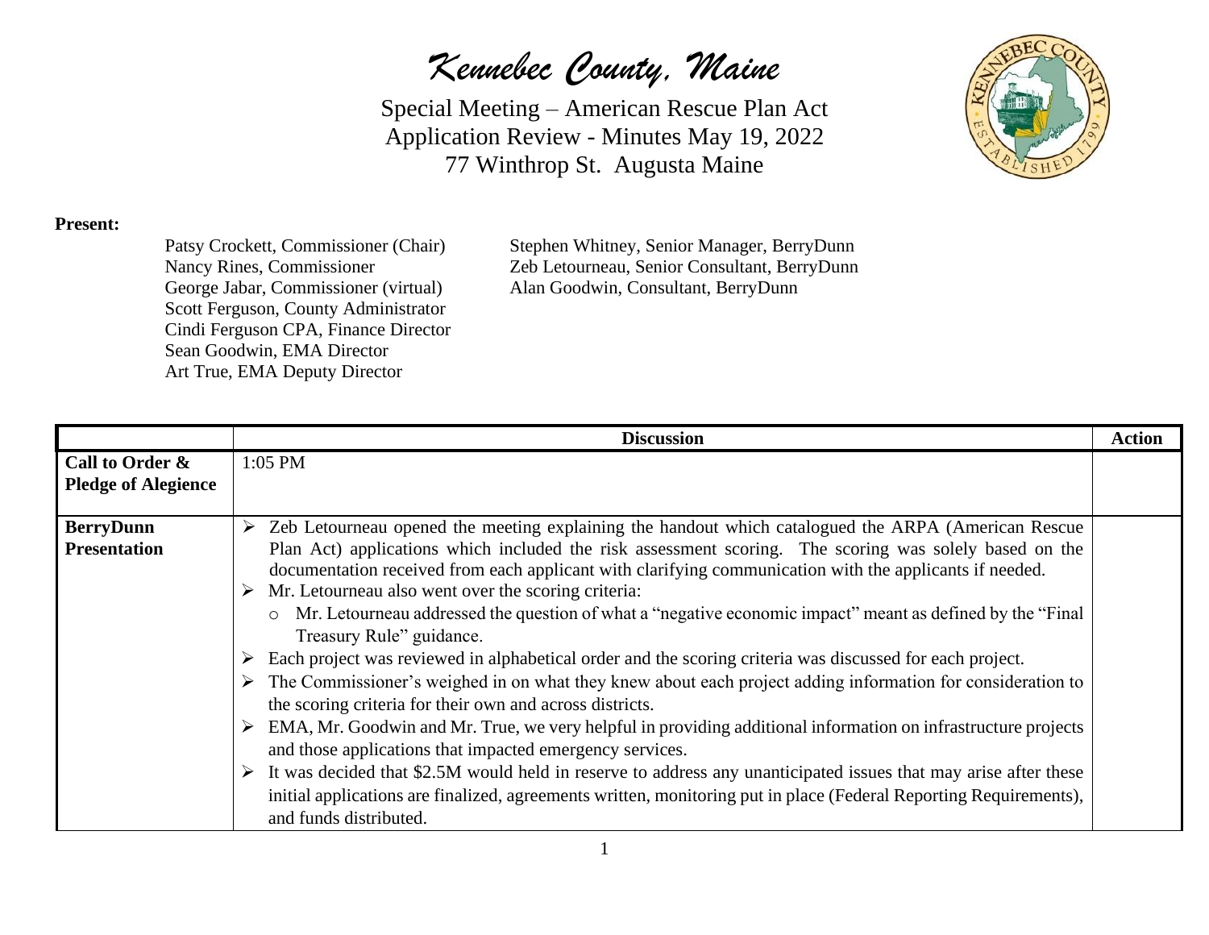# *Kennebec County, Maine*

Special Meeting – American Rescue Plan Act
Application Review - Minutes May 19, 2022
77 Winthrop St. Augusta Maine

**Present:**

Patsy Crockett, Commissioner (Chair)
Nancy Rines, Commissioner
George Jabar, Commissioner (virtual)
Scott Ferguson, County Administrator
Cindi Ferguson CPA, Finance Director
Sean Goodwin, EMA Director
Art True, EMA Deputy Director

Stephen Whitney, Senior Manager, BerryDunn
Zeb Letourneau, Senior Consultant, BerryDunn
Alan Goodwin, Consultant, BerryDunn

| | Discussion | Action |
|---|---|---|
| **Call to Order & Pledge of Alegience** | 1:05 PM | |
| **BerryDunn Presentation** | ➢ Zeb Letourneau opened the meeting explaining the handout which catalogued the ARPA (American Rescue Plan Act) applications which included the risk assessment scoring. The scoring was solely based on the documentation received from each applicant with clarifying communication with the applicants if needed.<br>➢ Mr. Letourneau also went over the scoring criteria:<br>o Mr. Letourneau addressed the question of what a "negative economic impact" meant as defined by the "Final Treasury Rule" guidance.<br>➢ Each project was reviewed in alphabetical order and the scoring criteria was discussed for each project.<br>➢ The Commissioner's weighed in on what they knew about each project adding information for consideration to the scoring criteria for their own and across districts.<br>➢ EMA, Mr. Goodwin and Mr. True, we very helpful in providing additional information on infrastructure projects and those applications that impacted emergency services.<br>➢ It was decided that $2.5M would held in reserve to address any unanticipated issues that may arise after these initial applications are finalized, agreements written, monitoring put in place (Federal Reporting Requirements), and funds distributed. | |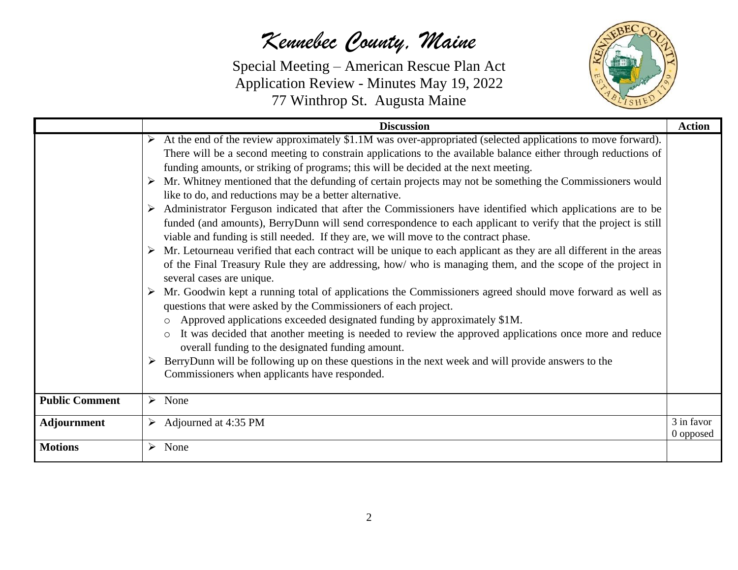| | Discussion | Action |
|---|---|---|
| | ➢ At the end of the review approximately $1.1M was over-appropriated (selected applications to move forward). There will be a second meeting to constrain applications to the available balance either through reductions of funding amounts, or striking of programs; this will be decided at the next meeting.<br>➢ Mr. Whitney mentioned that the defunding of certain projects may not be something the Commissioners would like to do, and reductions may be a better alternative.<br>➢ Administrator Ferguson indicated that after the Commissioners have identified which applications are to be funded (and amounts), BerryDunn will send correspondence to each applicant to verify that the project is still viable and funding is still needed. If they are, we will move to the contract phase.<br>➢ Mr. Letourneau verified that each contract will be unique to each applicant as they are all different in the areas of the Final Treasury Rule they are addressing, how/ who is managing them, and the scope of the project in several cases are unique.<br>➢ Mr. Goodwin kept a running total of applications the Commissioners agreed should move forward as well as questions that were asked by the Commissioners of each project.<br>  ○ Approved applications exceeded designated funding by approximately $1M.<br>  ○ It was decided that another meeting is needed to review the approved applications once more and reduce overall funding to the designated funding amount.<br>➢ BerryDunn will be following up on these questions in the next week and will provide answers to the Commissioners when applicants have responded. | |
| **Public Comment** | ➢ None | |
| **Adjournment** | ➢ Adjourned at 4:35 PM | 3 in favor<br>0 opposed |
| **Motions** | ➢ None | |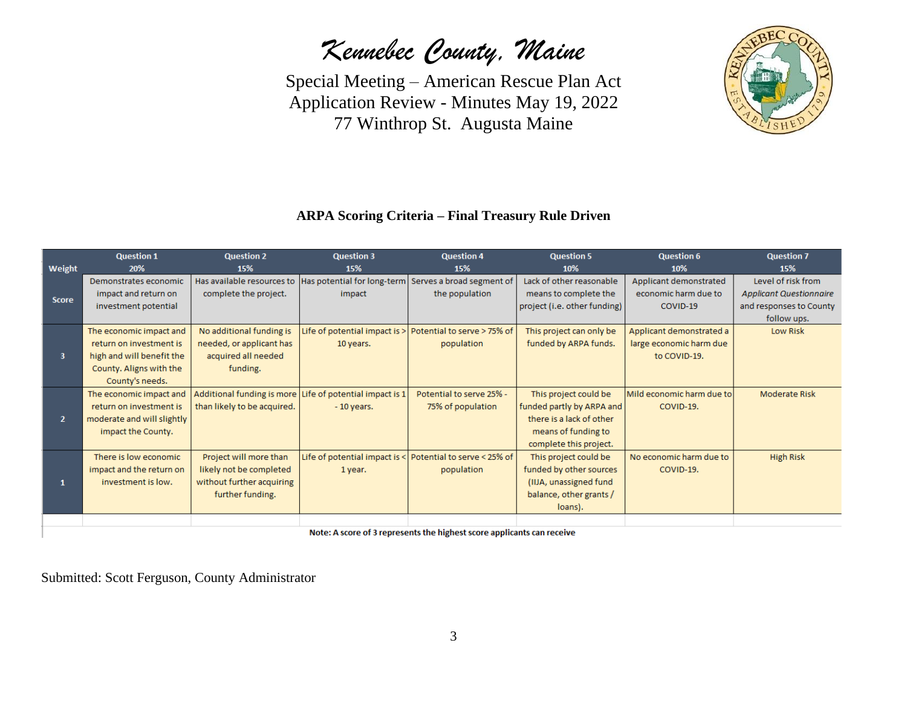# Kennebec County, Maine

Special Meeting – American Rescue Plan Act
Application Review - Minutes May 19, 2022
77 Winthrop St. Augusta Maine

## ARPA Scoring Criteria – Final Treasury Rule Driven

| Weight | Question 1<br>20% | Question 2<br>15% | Question 3<br>15% | Question 4<br>15% | Question 5<br>10% | Question 6<br>10% | Question 7<br>15% |
|---|---|---|---|---|---|---|---|
| Score | Demonstrates economic impact and return on investment potential | Has available resources to complete the project. | Has potential for long-term impact | Serves a broad segment of the population | Lack of other reasonable means to complete the project (i.e. other funding) | Applicant demonstrated economic harm due to COVID-19 | Level of risk from *Applicant Questionnaire* and responses to County follow ups. |
| 3 | The economic impact and return on investment is high and will benefit the County. Aligns with the County's needs. | No additional funding is needed, or applicant has acquired all needed funding. | Life of potential impact is > 10 years. | Potential to serve > 75% of population | This project can only be funded by ARPA funds. | Applicant demonstrated a large economic harm due to COVID-19. | Low Risk |
| 2 | The economic impact and return on investment is moderate and will slightly impact the County. | Additional funding is more than likely to be acquired. | Life of potential impact is 1 - 10 years. | Potential to serve 25% - 75% of population | This project could be funded partly by ARPA and there is a lack of other means of funding to complete this project. | Mild economic harm due to COVID-19. | Moderate Risk |
| 1 | There is low economic impact and the return on investment is low. | Project will more than likely not be completed without further acquiring further funding. | Life of potential impact is < 1 year. | Potential to serve < 25% of population | This project could be funded by other sources (IIJA, unassigned fund balance, other grants / loans). | No economic harm due to COVID-19. | High Risk |

**Note: A score of 3 represents the highest score applicants can receive**

Submitted: Scott Ferguson, County Administrator